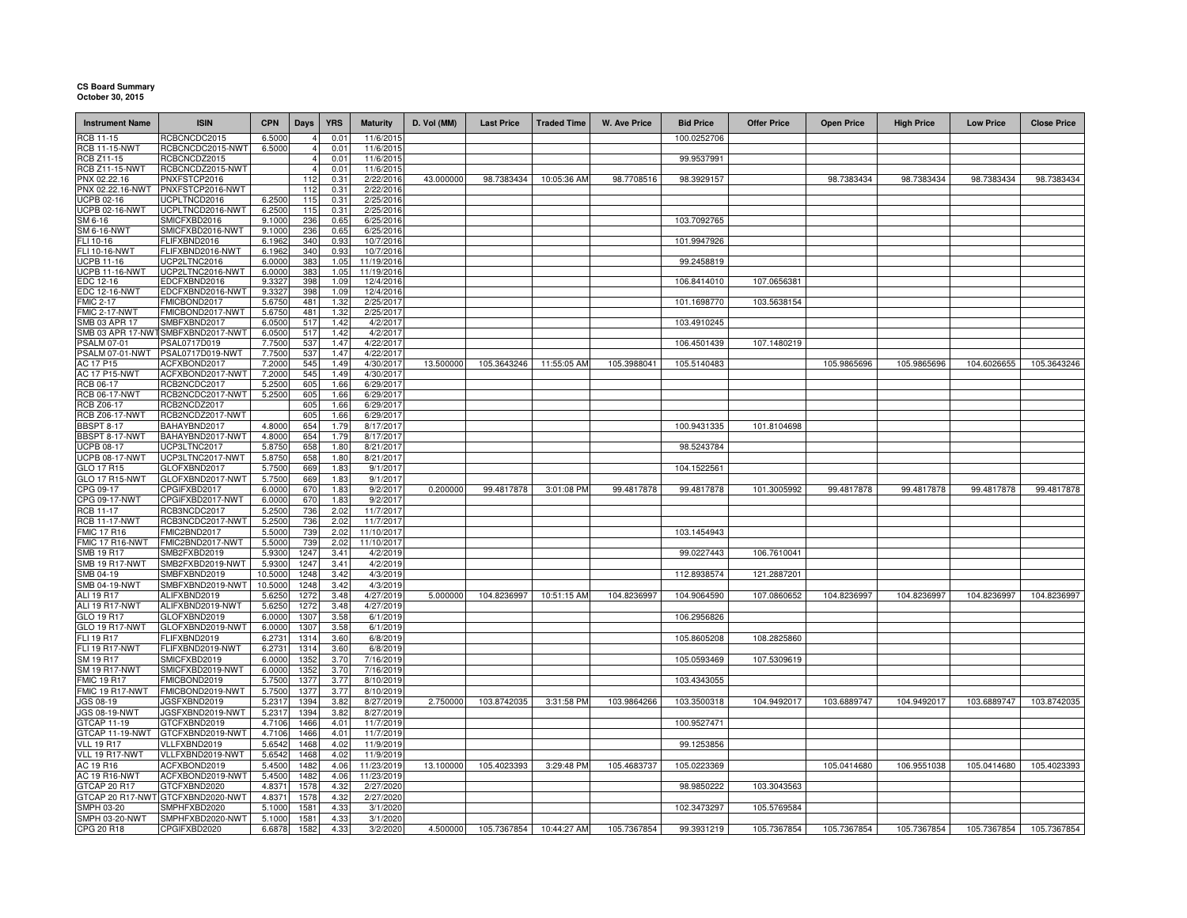**CS Board Summary**
**October 30, 2015**

| Instrument Name | ISIN | CPN | Days | YRS | Maturity | D. Vol (MM) | Last Price | Traded Time | W. Ave Price | Bid Price | Offer Price | Open Price | High Price | Low Price | Close Price |
|---|---|---|---|---|---|---|---|---|---|---|---|---|---|---|---|
| RCB 11-15 | RCBCNCDC2015 | 6.5000 | 4 | 0.01 | 11/6/2015 | | | | | 100.0252706 | | | | | |
| RCB 11-15-NWT | RCBCNCDC2015-NWT | 6.5000 | 4 | 0.01 | 11/6/2015 | | | | | | | | | | |
| RCB Z11-15 | RCBCNCDZ2015 | | 4 | 0.01 | 11/6/2015 | | | | | 99.9537991 | | | | | |
| RCB Z11-15-NWT | RCBCNCDZ2015-NWT | | 4 | 0.01 | 11/6/2015 | | | | | | | | | | |
| PNX 02.22.16 | PNXFSTCP2016 | | 112 | 0.31 | 2/22/2016 | 43.000000 | 98.7383434 | 10:05:36 AM | 98.7708516 | 98.3929157 | | 98.7383434 | 98.7383434 | 98.7383434 | 98.7383434 |
| PNX 02.22.16-NWT | PNXFSTCP2016-NWT | | 112 | 0.31 | 2/22/2016 | | | | | | | | | | |
| UCPB 02-16 | UCPLTNCD2016 | 6.2500 | 115 | 0.31 | 2/25/2016 | | | | | | | | | | |
| UCPB 02-16-NWT | UCPLTNCD2016-NWT | 6.2500 | 115 | 0.31 | 2/25/2016 | | | | | | | | | | |
| SM 6-16 | SMICFXBD2016 | 9.1000 | 236 | 0.65 | 6/25/2016 | | | | | 103.7092765 | | | | | |
| SM 6-16-NWT | SMICFXBD2016-NWT | 9.1000 | 236 | 0.65 | 6/25/2016 | | | | | | | | | | |
| FLI 10-16 | FLIFXBND2016 | 6.1962 | 340 | 0.93 | 10/7/2016 | | | | | 101.9947926 | | | | | |
| FLI 10-16-NWT | FLIFXBND2016-NWT | 6.1962 | 340 | 0.93 | 10/7/2016 | | | | | | | | | | |
| UCPB 11-16 | UCP2LTNC2016 | 6.0000 | 383 | 1.05 | 11/19/2016 | | | | | 99.2458819 | | | | | |
| UCPB 11-16-NWT | UCP2LTNC2016-NWT | 6.0000 | 383 | 1.05 | 11/19/2016 | | | | | | | | | | |
| EDC 12-16 | EDCFXBND2016 | 9.3327 | 398 | 1.09 | 12/4/2016 | | | | | 106.8414010 | 107.0656381 | | | | |
| EDC 12-16-NWT | EDCFXBND2016-NWT | 9.3327 | 398 | 1.09 | 12/4/2016 | | | | | | | | | | |
| FMIC 2-17 | FMICBOND2017 | 5.6750 | 481 | 1.32 | 2/25/2017 | | | | | 101.1698770 | 103.5638154 | | | | |
| FMIC 2-17-NWT | FMICBOND2017-NWT | 5.6750 | 481 | 1.32 | 2/25/2017 | | | | | | | | | | |
| SMB 03 APR 17 | SMBFXBND2017 | 6.0500 | 517 | 1.42 | 4/2/2017 | | | | | 103.4910245 | | | | | |
| SMB 03 APR 17-NWT | SMBFXBND2017-NWT | 6.0500 | 517 | 1.42 | 4/2/2017 | | | | | | | | | | |
| PSALM 07-01 | PSAL0717D019 | 7.7500 | 537 | 1.47 | 4/22/2017 | | | | | 106.4501439 | 107.1480219 | | | | |
| PSALM 07-01-NWT | PSAL0717D019-NWT | 7.7500 | 537 | 1.47 | 4/22/2017 | | | | | | | | | | |
| AC 17 P15 | ACFXBOND2017 | 7.2000 | 545 | 1.49 | 4/30/2017 | 13.500000 | 105.3643246 | 11:55:05 AM | 105.3988041 | 105.5140483 | | 105.9865696 | 105.9865696 | 104.6026655 | 105.3643246 |
| AC 17 P15-NWT | ACFXBOND2017-NWT | 7.2000 | 545 | 1.49 | 4/30/2017 | | | | | | | | | | |
| RCB 06-17 | RCB2NCDC2017 | 5.2500 | 605 | 1.66 | 6/29/2017 | | | | | | | | | | |
| RCB 06-17-NWT | RCB2NCDC2017-NWT | 5.2500 | 605 | 1.66 | 6/29/2017 | | | | | | | | | | |
| RCB Z06-17 | RCB2NCDZ2017 | | 605 | 1.66 | 6/29/2017 | | | | | | | | | | |
| RCB Z06-17-NWT | RCB2NCDZ2017-NWT | | 605 | 1.66 | 6/29/2017 | | | | | | | | | | |
| BBSPT 8-17 | BAHAYBND2017 | 4.8000 | 654 | 1.79 | 8/17/2017 | | | | | 100.9431335 | 101.8104698 | | | | |
| BBSPT 8-17-NWT | BAHAYBND2017-NWT | 4.8000 | 654 | 1.79 | 8/17/2017 | | | | | | | | | | |
| UCPB 08-17 | UCP3LTNC2017 | 5.8750 | 658 | 1.80 | 8/21/2017 | | | | | 98.5243784 | | | | | |
| UCPB 08-17-NWT | UCP3LTNC2017-NWT | 5.8750 | 658 | 1.80 | 8/21/2017 | | | | | | | | | | |
| GLO 17 R15 | GLOFXBND2017 | 5.7500 | 669 | 1.83 | 9/1/2017 | | | | | 104.1522561 | | | | | |
| GLO 17 R15-NWT | GLOFXBND2017-NWT | 5.7500 | 669 | 1.83 | 9/1/2017 | | | | | | | | | | |
| CPG 09-17 | CPGIFXBD2017 | 6.0000 | 670 | 1.83 | 9/2/2017 | 0.200000 | 99.4817878 | 3:01:08 PM | 99.4817878 | 99.4817878 | 101.3005992 | 99.4817878 | 99.4817878 | 99.4817878 | 99.4817878 |
| CPG 09-17-NWT | CPGIFXBD2017-NWT | 6.0000 | 670 | 1.83 | 9/2/2017 | | | | | | | | | | |
| RCB 11-17 | RCB3NCDC2017 | 5.2500 | 736 | 2.02 | 11/7/2017 | | | | | | | | | | |
| RCB 11-17-NWT | RCB3NCDC2017-NWT | 5.2500 | 736 | 2.02 | 11/7/2017 | | | | | | | | | | |
| FMIC 17 R16 | FMIC2BND2017 | 5.5000 | 739 | 2.02 | 11/10/2017 | | | | | 103.1454943 | | | | | |
| FMIC 17 R16-NWT | FMIC2BND2017-NWT | 5.5000 | 739 | 2.02 | 11/10/2017 | | | | | | | | | | |
| SMB 19 R17 | SMB2FXBD2019 | 5.9300 | 1247 | 3.41 | 4/2/2019 | | | | | 99.0227443 | 106.7610041 | | | | |
| SMB 19 R17-NWT | SMB2FXBD2019-NWT | 5.9300 | 1247 | 3.41 | 4/2/2019 | | | | | | | | | | |
| SMB 04-19 | SMBFXBND2019 | 10.5000 | 1248 | 3.42 | 4/3/2019 | | | | | 112.8938574 | 121.2887201 | | | | |
| SMB 04-19-NWT | SMBFXBND2019-NWT | 10.5000 | 1248 | 3.42 | 4/3/2019 | | | | | | | | | | |
| ALI 19 R17 | ALIFXBND2019 | 5.6250 | 1272 | 3.48 | 4/27/2019 | 5.000000 | 104.8236997 | 10:51:15 AM | 104.8236997 | 104.9064590 | 107.0860652 | 104.8236997 | 104.8236997 | 104.8236997 | 104.8236997 |
| ALI 19 R17-NWT | ALIFXBND2019-NWT | 5.6250 | 1272 | 3.48 | 4/27/2019 | | | | | | | | | | |
| GLO 19 R17 | GLOFXBND2019 | 6.0000 | 1307 | 3.58 | 6/1/2019 | | | | | 106.2956826 | | | | | |
| GLO 19 R17-NWT | GLOFXBND2019-NWT | 6.0000 | 1307 | 3.58 | 6/1/2019 | | | | | | | | | | |
| FLI 19 R17 | FLIFXBND2019 | 6.2731 | 1314 | 3.60 | 6/8/2019 | | | | | 105.8605208 | 108.2825860 | | | | |
| FLI 19 R17-NWT | FLIFXBND2019-NWT | 6.2731 | 1314 | 3.60 | 6/8/2019 | | | | | | | | | | |
| SM 19 R17 | SMICFXBD2019 | 6.0000 | 1352 | 3.70 | 7/16/2019 | | | | | 105.0593469 | 107.5309619 | | | | |
| SM 19 R17-NWT | SMICFXBD2019-NWT | 6.0000 | 1352 | 3.70 | 7/16/2019 | | | | | | | | | | |
| FMIC 19 R17 | FMICBOND2019 | 5.7500 | 1377 | 3.77 | 8/10/2019 | | | | | 103.4343055 | | | | | |
| FMIC 19 R17-NWT | FMICBOND2019-NWT | 5.7500 | 1377 | 3.77 | 8/10/2019 | | | | | | | | | | |
| JGS 08-19 | JGSFXBND2019 | 5.2317 | 1394 | 3.82 | 8/27/2019 | 2.750000 | 103.8742035 | 3:31:58 PM | 103.9864266 | 103.3500318 | 104.9492017 | 103.6889747 | 104.9492017 | 103.6889747 | 103.8742035 |
| JGS 08-19-NWT | JGSFXBND2019-NWT | 5.2317 | 1394 | 3.82 | 8/27/2019 | | | | | | | | | | |
| GTCAP 11-19 | GTCFXBND2019 | 4.7106 | 1466 | 4.01 | 11/7/2019 | | | | | 100.9527471 | | | | | |
| GTCAP 11-19-NWT | GTCFXBND2019-NWT | 4.7106 | 1466 | 4.01 | 11/7/2019 | | | | | | | | | | |
| VLL 19 R17 | VLLFXBND2019 | 5.6542 | 1468 | 4.02 | 11/9/2019 | | | | | 99.1253856 | | | | | |
| VLL 19 R17-NWT | VLLFXBND2019-NWT | 5.6542 | 1468 | 4.02 | 11/9/2019 | | | | | | | | | | |
| AC 19 R16 | ACFXBOND2019 | 5.4500 | 1482 | 4.06 | 11/23/2019 | 13.100000 | 105.4023393 | 3:29:48 PM | 105.4683737 | 105.0223369 | | 105.0414680 | 106.9551038 | 105.0414680 | 105.4023393 |
| AC 19 R16-NWT | ACFXBOND2019-NWT | 5.4500 | 1482 | 4.06 | 11/23/2019 | | | | | | | | | | |
| GTCAP 20 R17 | GTCFXBND2020 | 4.8371 | 1578 | 4.32 | 2/27/2020 | | | | | 98.9850222 | 103.3043563 | | | | |
| GTCAP 20 R17-NWT | GTCFXBND2020-NWT | 4.8371 | 1578 | 4.32 | 2/27/2020 | | | | | | | | | | |
| SMPH 03-20 | SMPHFXBD2020 | 5.1000 | 1581 | 4.33 | 3/1/2020 | | | | | 102.3473297 | 105.5769584 | | | | |
| SMPH 03-20-NWT | SMPHFXBD2020-NWT | 5.1000 | 1581 | 4.33 | 3/1/2020 | | | | | | | | | | |
| CPG 20 R18 | CPGIFXBD2020 | 6.6878 | 1582 | 4.33 | 3/2/2020 | 4.500000 | 105.7367854 | 10:44:27 AM | 105.7367854 | 99.3931219 | 105.7367854 | 105.7367854 | 105.7367854 | 105.7367854 | 105.7367854 |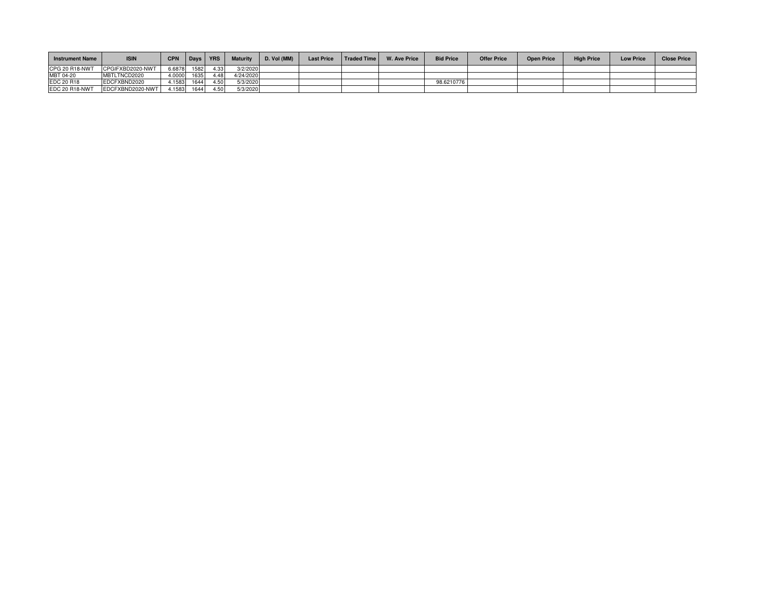| Instrument Name | ISIN | CPN | Days | YRS | Maturity | D. Vol (MM) | Last Price | Traded Time | W. Ave Price | Bid Price | Offer Price | Open Price | High Price | Low Price | Close Price |
|---|---|---|---|---|---|---|---|---|---|---|---|---|---|---|---|
| CPG 20 R18-NWT | CPGIFXBD2020-NWT | 6.6878 | 1582 | 4.33 | 3/2/2020 | | | | | | | | | | |
| MBT 04-20 | MBTLTNCD2020 | 4.0000 | 1635 | 4.48 | 4/24/2020 | | | | | | | | | | |
| EDC 20 R18 | EDCFXBND2020 | 4.1583 | 1644 | 4.50 | 5/3/2020 | | | | | 98.6210776 | | | | | |
| EDC 20 R18-NWT | EDCFXBND2020-NWT | 4.1583 | 1644 | 4.50 | 5/3/2020 | | | | | | | | | | |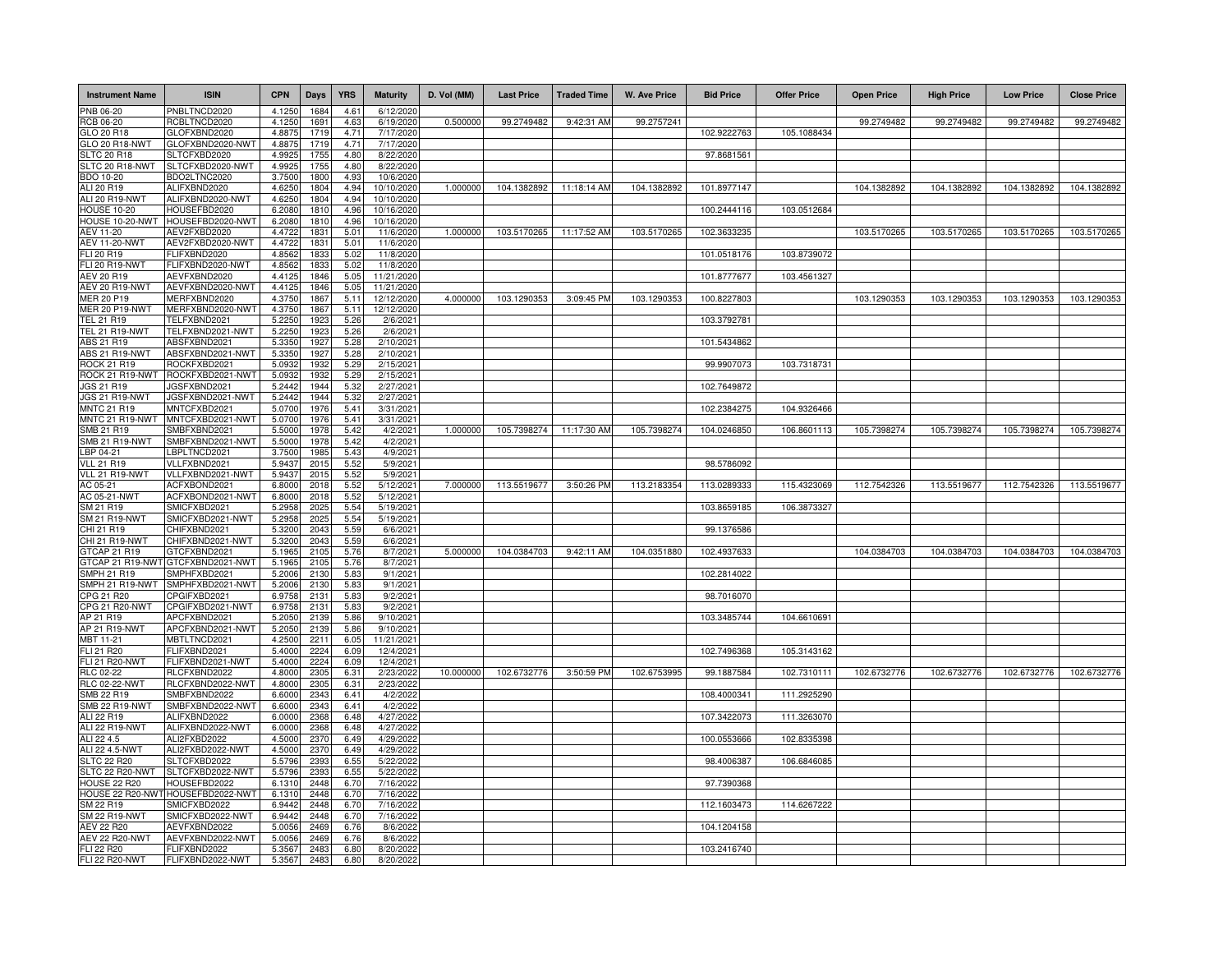| Instrument Name | ISIN | CPN | Days | YRS | Maturity | D. Vol (MM) | Last Price | Traded Time | W. Ave Price | Bid Price | Offer Price | Open Price | High Price | Low Price | Close Price |
|---|---|---|---|---|---|---|---|---|---|---|---|---|---|---|---|
| PNB 06-20 | PNBLTNCD2020 | 4.1250 | 1684 | 4.61 | 6/12/2020 | | | | | | | | | | |
| RCB 06-20 | RCBLTNCD2020 | 4.1250 | 1691 | 4.63 | 6/19/2020 | 0.500000 | 99.2749482 | 9:42:31 AM | 99.2757241 | | | 99.2749482 | 99.2749482 | 99.2749482 | 99.2749482 |
| GLO 20 R18 | GLOFXBND2020 | 4.8875 | 1719 | 4.71 | 7/17/2020 | | | | | 102.9222763 | 105.1088434 | | | | |
| GLO 20 R18-NWT | GLOFXBND2020-NWT | 4.8875 | 1719 | 4.71 | 7/17/2020 | | | | | | | | | | |
| SLTC 20 R18 | SLTCFXBD2020 | 4.9925 | 1755 | 4.80 | 8/22/2020 | | | | | 97.8681561 | | | | | |
| SLTC 20 R18-NWT | SLTCFXBD2020-NWT | 4.9925 | 1755 | 4.80 | 8/22/2020 | | | | | | | | | | |
| BDO 10-20 | BDO2LTNC2020 | 3.7500 | 1800 | 4.93 | 10/6/2020 | | | | | | | | | | |
| ALI 20 R19 | ALIFXBND2020 | 4.6250 | 1804 | 4.94 | 10/10/2020 | 1.000000 | 104.1382892 | 11:18:14 AM | 104.1382892 | 101.8977147 | | 104.1382892 | 104.1382892 | 104.1382892 | 104.1382892 |
| ALI 20 R19-NWT | ALIFXBND2020-NWT | 4.6250 | 1804 | 4.94 | 10/10/2020 | | | | | | | | | | |
| HOUSE 10-20 | HOUSEFBD2020 | 6.2080 | 1810 | 4.96 | 10/16/2020 | | | | | 100.2444116 | 103.0512684 | | | | |
| HOUSE 10-20-NWT | HOUSEFBD2020-NWT | 6.2080 | 1810 | 4.96 | 10/16/2020 | | | | | | | | | | |
| AEV 11-20 | AEV2FXBD2020 | 4.4722 | 1831 | 5.01 | 11/6/2020 | 1.000000 | 103.5170265 | 11:17:52 AM | 103.5170265 | 102.3633235 | | 103.5170265 | 103.5170265 | 103.5170265 | 103.5170265 |
| AEV 11-20-NWT | AEV2FXBD2020-NWT | 4.4722 | 1831 | 5.01 | 11/6/2020 | | | | | | | | | | |
| FLI 20 R19 | FLIFXBND2020 | 4.8562 | 1833 | 5.02 | 11/8/2020 | | | | | 101.0518176 | 103.8739072 | | | | |
| FLI 20 R19-NWT | FLIFXBND2020-NWT | 4.8562 | 1833 | 5.02 | 11/8/2020 | | | | | | | | | | |
| AEV 20 R19 | AEVFXBND2020 | 4.4125 | 1846 | 5.05 | 11/21/2020 | | | | | 101.8777677 | 103.4561327 | | | | |
| AEV 20 R19-NWT | AEVFXBND2020-NWT | 4.4125 | 1846 | 5.05 | 11/21/2020 | | | | | | | | | | |
| MER 20 P19 | MERFXBND2020 | 4.3750 | 1867 | 5.11 | 12/12/2020 | 4.000000 | 103.1290353 | 3:09:45 PM | 103.1290353 | 100.8227803 | | 103.1290353 | 103.1290353 | 103.1290353 | 103.1290353 |
| MER 20 P19-NWT | MERFXBND2020-NWT | 4.3750 | 1867 | 5.11 | 12/12/2020 | | | | | | | | | | |
| TEL 21 R19 | TELFXBND2021 | 5.2250 | 1923 | 5.26 | 2/6/2021 | | | | | 103.3792781 | | | | | |
| TEL 21 R19-NWT | TELFXBND2021-NWT | 5.2250 | 1923 | 5.26 | 2/6/2021 | | | | | | | | | | |
| ABS 21 R19 | ABSFXBND2021 | 5.3350 | 1927 | 5.28 | 2/10/2021 | | | | | 101.5434862 | | | | | |
| ABS 21 R19-NWT | ABSFXBND2021-NWT | 5.3350 | 1927 | 5.28 | 2/10/2021 | | | | | | | | | | |
| ROCK 21 R19 | ROCKFXBD2021 | 5.0932 | 1932 | 5.29 | 2/15/2021 | | | | | 99.9907073 | 103.7318731 | | | | |
| ROCK 21 R19-NWT | ROCKFXBD2021-NWT | 5.0932 | 1932 | 5.29 | 2/15/2021 | | | | | | | | | | |
| JGS 21 R19 | JGSFXBND2021 | 5.2442 | 1944 | 5.32 | 2/27/2021 | | | | | 102.7649872 | | | | | |
| JGS 21 R19-NWT | JGSFXBND2021-NWT | 5.2442 | 1944 | 5.32 | 2/27/2021 | | | | | | | | | | |
| MNTC 21 R19 | MNTCFXBD2021 | 5.0700 | 1976 | 5.41 | 3/31/2021 | | | | | 102.2384275 | 104.9326466 | | | | |
| MNTC 21 R19-NWT | MNTCFXBD2021-NWT | 5.0700 | 1976 | 5.41 | 3/31/2021 | | | | | | | | | | |
| SMB 21 R19 | SMBFXBND2021 | 5.5000 | 1978 | 5.42 | 4/2/2021 | 1.000000 | 105.7398274 | 11:17:30 AM | 105.7398274 | 104.0246850 | 106.8601113 | 105.7398274 | 105.7398274 | 105.7398274 | 105.7398274 |
| SMB 21 R19-NWT | SMBFXBND2021-NWT | 5.5000 | 1978 | 5.42 | 4/2/2021 | | | | | | | | | | |
| LBP 04-21 | LBPLTNCD2021 | 3.7500 | 1985 | 5.43 | 4/9/2021 | | | | | | | | | | |
| VLL 21 R19 | VLLFXBND2021 | 5.9437 | 2015 | 5.52 | 5/9/2021 | | | | | 98.5786092 | | | | | |
| VLL 21 R19-NWT | VLLFXBND2021-NWT | 5.9437 | 2015 | 5.52 | 5/9/2021 | | | | | | | | | | |
| AC 05-21 | ACFXBOND2021 | 6.8000 | 2018 | 5.52 | 5/12/2021 | 7.000000 | 113.5519677 | 3:50:26 PM | 113.2183354 | 113.0289333 | 115.4323069 | 112.7542326 | 113.5519677 | 112.7542326 | 113.5519677 |
| AC 05-21-NWT | ACFXBOND2021-NWT | 6.8000 | 2018 | 5.52 | 5/12/2021 | | | | | | | | | | |
| SM 21 R19 | SMICFXBD2021 | 5.2958 | 2025 | 5.54 | 5/19/2021 | | | | | 103.8659185 | 106.3873327 | | | | |
| SM 21 R19-NWT | SMICFXBD2021-NWT | 5.2958 | 2025 | 5.54 | 5/19/2021 | | | | | | | | | | |
| CHI 21 R19 | CHIFXBND2021 | 5.3200 | 2043 | 5.59 | 6/6/2021 | | | | | 99.1376586 | | | | | |
| CHI 21 R19-NWT | CHIFXBND2021-NWT | 5.3200 | 2043 | 5.59 | 6/6/2021 | | | | | | | | | | |
| GTCAP 21 R19 | GTCFXBND2021 | 5.1965 | 2105 | 5.76 | 8/7/2021 | 5.000000 | 104.0384703 | 9:42:11 AM | 104.0351880 | 102.4937633 | | 104.0384703 | 104.0384703 | 104.0384703 | 104.0384703 |
| GTCAP 21 R19-NWT | GTCFXBND2021-NWT | 5.1965 | 2105 | 5.76 | 8/7/2021 | | | | | | | | | | |
| SMPH 21 R19 | SMPHFXBD2021 | 5.2006 | 2130 | 5.83 | 9/1/2021 | | | | | 102.2814022 | | | | | |
| SMPH 21 R19-NWT | SMPHFXBD2021-NWT | 5.2006 | 2130 | 5.83 | 9/1/2021 | | | | | | | | | | |
| CPG 21 R20 | CPGIFXBD2021 | 6.9758 | 2131 | 5.83 | 9/2/2021 | | | | | 98.7016070 | | | | | |
| CPG 21 R20-NWT | CPGIFXBD2021-NWT | 6.9758 | 2131 | 5.83 | 9/2/2021 | | | | | | | | | | |
| AP 21 R19 | APCFXBND2021 | 5.2050 | 2139 | 5.86 | 9/10/2021 | | | | | 103.3485744 | 104.6610691 | | | | |
| AP 21 R19-NWT | APCFXBND2021-NWT | 5.2050 | 2139 | 5.86 | 9/10/2021 | | | | | | | | | | |
| MBT 11-21 | MBTLTNCD2021 | 4.2500 | 2211 | 6.05 | 11/21/2021 | | | | | | | | | | |
| FLI 21 R20 | FLIFXBND2021 | 5.4000 | 2224 | 6.09 | 12/4/2021 | | | | | 102.7496368 | 105.3143162 | | | | |
| FLI 21 R20-NWT | FLIFXBND2021-NWT | 5.4000 | 2224 | 6.09 | 12/4/2021 | | | | | | | | | | |
| RLC 02-22 | RLCFXBND2022 | 4.8000 | 2305 | 6.31 | 2/23/2022 | 10.000000 | 102.6732776 | 3:50:59 PM | 102.6753995 | 99.1887584 | 102.7310111 | 102.6732776 | 102.6732776 | 102.6732776 | 102.6732776 |
| RLC 02-22-NWT | RLCFXBND2022-NWT | 4.8000 | 2305 | 6.31 | 2/23/2022 | | | | | | | | | | |
| SMB 22 R19 | SMBFXBND2022 | 6.6000 | 2343 | 6.41 | 4/2/2022 | | | | | 108.4000341 | 111.2925290 | | | | |
| SMB 22 R19-NWT | SMBFXBND2022-NWT | 6.6000 | 2343 | 6.41 | 4/2/2022 | | | | | | | | | | |
| ALI 22 R19 | ALIFXBND2022 | 6.0000 | 2368 | 6.48 | 4/27/2022 | | | | | 107.3422073 | 111.3263070 | | | | |
| ALI 22 R19-NWT | ALIFXBND2022-NWT | 6.0000 | 2368 | 6.48 | 4/27/2022 | | | | | | | | | | |
| ALI 22 4.5 | ALI2FXBD2022 | 4.5000 | 2370 | 6.49 | 4/29/2022 | | | | | 100.0553666 | 102.8335398 | | | | |
| ALI 22 4.5-NWT | ALI2FXBD2022-NWT | 4.5000 | 2370 | 6.49 | 4/29/2022 | | | | | | | | | | |
| SLTC 22 R20 | SLTCFXBD2022 | 5.5796 | 2393 | 6.55 | 5/22/2022 | | | | | 98.4006387 | 106.6846085 | | | | |
| SLTC 22 R20-NWT | SLTCFXBD2022-NWT | 5.5796 | 2393 | 6.55 | 5/22/2022 | | | | | | | | | | |
| HOUSE 22 R20 | HOUSEFBD2022 | 6.1310 | 2448 | 6.70 | 7/16/2022 | | | | | 97.7390368 | | | | | |
| HOUSE 22 R20-NWT | HOUSEFBD2022-NWT | 6.1310 | 2448 | 6.70 | 7/16/2022 | | | | | | | | | | |
| SM 22 R19 | SMICFXBD2022 | 6.9442 | 2448 | 6.70 | 7/16/2022 | | | | | 112.1603473 | 114.6267222 | | | | |
| SM 22 R19-NWT | SMICFXBD2022-NWT | 6.9442 | 2448 | 6.70 | 7/16/2022 | | | | | | | | | | |
| AEV 22 R20 | AEVFXBND2022 | 5.0056 | 2469 | 6.76 | 8/6/2022 | | | | | 104.1204158 | | | | | |
| AEV 22 R20-NWT | AEVFXBND2022-NWT | 5.0056 | 2469 | 6.76 | 8/6/2022 | | | | | | | | | | |
| FLI 22 R20 | FLIFXBND2022 | 5.3567 | 2483 | 6.80 | 8/20/2022 | | | | | 103.2416740 | | | | | |
| FLI 22 R20-NWT | FLIFXBND2022-NWT | 5.3567 | 2483 | 6.80 | 8/20/2022 | | | | | | | | | | |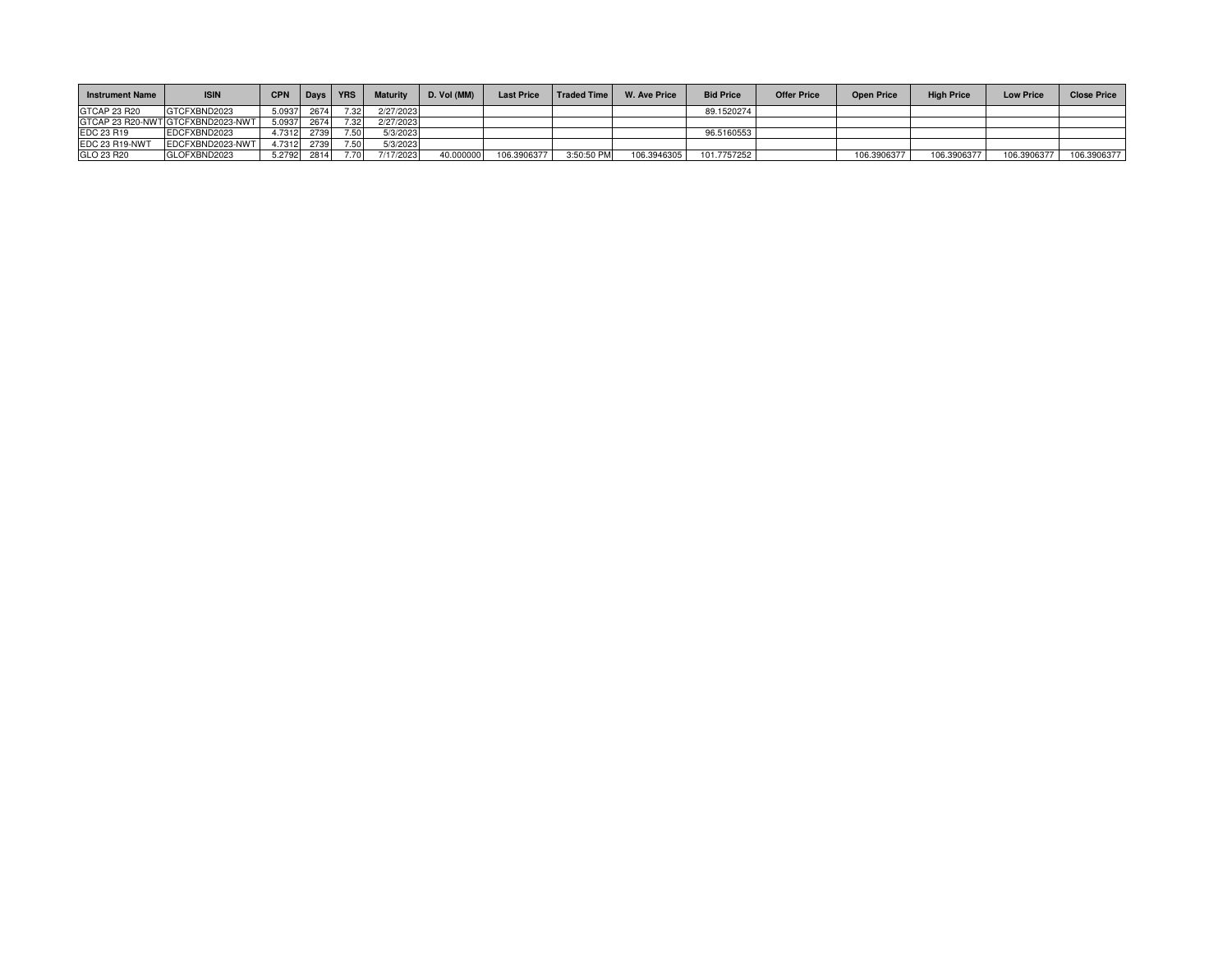| Instrument Name | ISIN | CPN | Days | YRS | Maturity | D. Vol (MM) | Last Price | Traded Time | W. Ave Price | Bid Price | Offer Price | Open Price | High Price | Low Price | Close Price |
|---|---|---|---|---|---|---|---|---|---|---|---|---|---|---|---|
| GTCAP 23 R20 | GTCFXBND2023 | 5.0937 | 2674 | 7.32 | 2/27/2023 | | | | | 89.1520274 | | | | | |
| GTCAP 23 R20-NWT | GTCFXBND2023-NWT | 5.0937 | 2674 | 7.32 | 2/27/2023 | | | | | | | | | | |
| EDC 23 R19 | EDCFXBND2023 | 4.7312 | 2739 | 7.50 | 5/3/2023 | | | | | 96.5160553 | | | | | |
| EDC 23 R19-NWT | EDCFXBND2023-NWT | 4.7312 | 2739 | 7.50 | 5/3/2023 | | | | | | | | | | |
| GLO 23 R20 | GLOFXBND2023 | 5.2792 | 2814 | 7.70 | 7/17/2023 | 40.000000 | 106.3906377 | 3:50:50 PM | 106.3946305 | 101.7757252 | | 106.3906377 | 106.3906377 | 106.3906377 | 106.3906377 |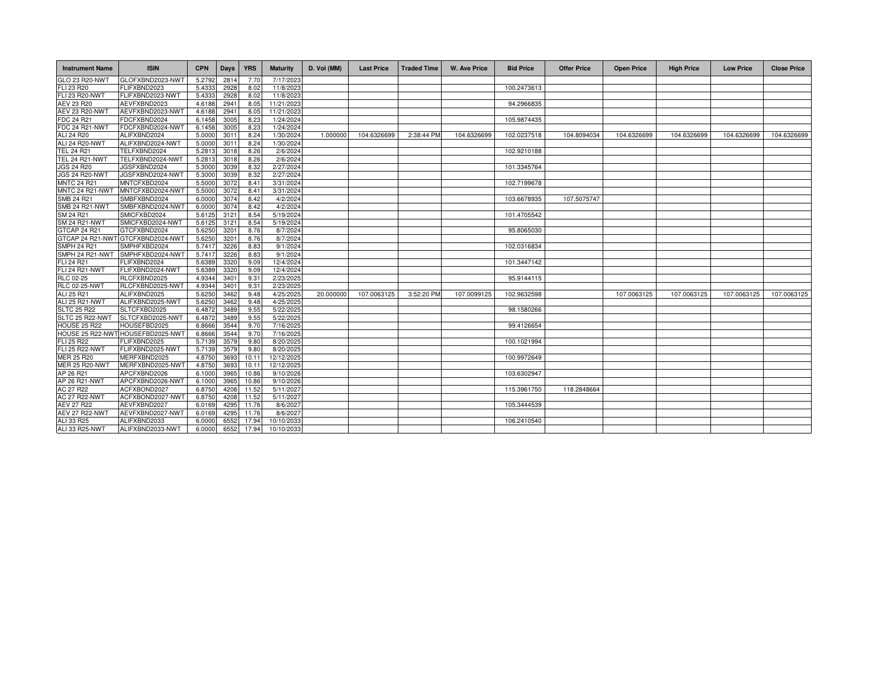| Instrument Name | ISIN | CPN | Days | YRS | Maturity | D. Vol (MM) | Last Price | Traded Time | W. Ave Price | Bid Price | Offer Price | Open Price | High Price | Low Price | Close Price |
|---|---|---|---|---|---|---|---|---|---|---|---|---|---|---|---|
| GLO 23 R20-NWT | GLOFXBND2023-NWT | 5.2792 | 2814 | 7.70 | 7/17/2023 | | | | | | | | | | |
| FLI 23 R20 | FLIFXBND2023 | 5.4333 | 2928 | 8.02 | 11/8/2023 | | | | | 100.2473613 | | | | | |
| FLI 23 R20-NWT | FLIFXBND2023-NWT | 5.4333 | 2928 | 8.02 | 11/8/2023 | | | | | | | | | | |
| AEV 23 R20 | AEVFXBND2023 | 4.6188 | 2941 | 8.05 | 11/21/2023 | | | | | 94.2966835 | | | | | |
| AEV 23 R20-NWT | AEVFXBND2023-NWT | 4.6188 | 2941 | 8.05 | 11/21/2023 | | | | | | | | | | |
| FDC 24 R21 | FDCFXBND2024 | 6.1458 | 3005 | 8.23 | 1/24/2024 | | | | | 105.9874435 | | | | | |
| FDC 24 R21-NWT | FDCFXBND2024-NWT | 6.1458 | 3005 | 8.23 | 1/24/2024 | | | | | | | | | | |
| ALI 24 R20 | ALIFXBND2024 | 5.0000 | 3011 | 8.24 | 1/30/2024 | 1.000000 | 104.6326699 | 2:38:44 PM | 104.6326699 | 102.0237518 | 104.8094034 | 104.6326699 | 104.6326699 | 104.6326699 | 104.6326699 |
| ALI 24 R20-NWT | ALIFXBND2024-NWT | 5.0000 | 3011 | 8.24 | 1/30/2024 | | | | | | | | | | |
| TEL 24 R21 | TELFXBND2024 | 5.2813 | 3018 | 8.26 | 2/6/2024 | | | | | 102.9210188 | | | | | |
| TEL 24 R21-NWT | TELFXBND2024-NWT | 5.2813 | 3018 | 8.26 | 2/6/2024 | | | | | | | | | | |
| JGS 24 R20 | JGSFXBND2024 | 5.3000 | 3039 | 8.32 | 2/27/2024 | | | | | 101.3345764 | | | | | |
| JGS 24 R20-NWT | JGSFXBND2024-NWT | 5.3000 | 3039 | 8.32 | 2/27/2024 | | | | | | | | | | |
| MNTC 24 R21 | MNTCFXBD2024 | 5.5000 | 3072 | 8.41 | 3/31/2024 | | | | | 102.7199678 | | | | | |
| MNTC 24 R21-NWT | MNTCFXBD2024-NWT | 5.5000 | 3072 | 8.41 | 3/31/2024 | | | | | | | | | | |
| SMB 24 R21 | SMBFXBND2024 | 6.0000 | 3074 | 8.42 | 4/2/2024 | | | | | 103.6678935 | 107.5075747 | | | | |
| SMB 24 R21-NWT | SMBFXBND2024-NWT | 6.0000 | 3074 | 8.42 | 4/2/2024 | | | | | | | | | | |
| SM 24 R21 | SMICFXBD2024 | 5.6125 | 3121 | 8.54 | 5/19/2024 | | | | | 101.4705542 | | | | | |
| SM 24 R21-NWT | SMICFXBD2024-NWT | 5.6125 | 3121 | 8.54 | 5/19/2024 | | | | | | | | | | |
| GTCAP 24 R21 | GTCFXBND2024 | 5.6250 | 3201 | 8.76 | 8/7/2024 | | | | | 95.8065030 | | | | | |
| GTCAP 24 R21-NWT | GTCFXBND2024-NWT | 5.6250 | 3201 | 8.76 | 8/7/2024 | | | | | | | | | | |
| SMPH 24 R21 | SMPHFXBD2024 | 5.7417 | 3226 | 8.83 | 9/1/2024 | | | | | 102.0316834 | | | | | |
| SMPH 24 R21-NWT | SMPHFXBD2024-NWT | 5.7417 | 3226 | 8.83 | 9/1/2024 | | | | | | | | | | |
| FLI 24 R21 | FLIFXBND2024 | 5.6389 | 3320 | 9.09 | 12/4/2024 | | | | | 101.3447142 | | | | | |
| FLI 24 R21-NWT | FLIFXBND2024-NWT | 5.6389 | 3320 | 9.09 | 12/4/2024 | | | | | | | | | | |
| RLC 02-25 | RLCFXBND2025 | 4.9344 | 3401 | 9.31 | 2/23/2025 | | | | | 95.9144115 | | | | | |
| RLC 02-25-NWT | RLCFXBND2025-NWT | 4.9344 | 3401 | 9.31 | 2/23/2025 | | | | | | | | | | |
| ALI 25 R21 | ALIFXBND2025 | 5.6250 | 3462 | 9.48 | 4/25/2025 | 20.000000 | 107.0063125 | 3:52:20 PM | 107.0099125 | 102.9632598 | | 107.0063125 | 107.0063125 | 107.0063125 | 107.0063125 |
| ALI 25 R21-NWT | ALIFXBND2025-NWT | 5.6250 | 3462 | 9.48 | 4/25/2025 | | | | | | | | | | |
| SLTC 25 R22 | SLTCFXBD2025 | 6.4872 | 3489 | 9.55 | 5/22/2025 | | | | | 98.1580266 | | | | | |
| SLTC 25 R22-NWT | SLTCFXBD2025-NWT | 6.4872 | 3489 | 9.55 | 5/22/2025 | | | | | | | | | | |
| HOUSE 25 R22 | HOUSEFBD2025 | 6.8666 | 3544 | 9.70 | 7/16/2025 | | | | | 99.4126654 | | | | | |
| HOUSE 25 R22-NWT | HOUSEFBD2025-NWT | 6.8666 | 3544 | 9.70 | 7/16/2025 | | | | | | | | | | |
| FLI 25 R22 | FLIFXBND2025 | 5.7139 | 3579 | 9.80 | 8/20/2025 | | | | | 100.1021994 | | | | | |
| FLI 25 R22-NWT | FLIFXBND2025-NWT | 5.7139 | 3579 | 9.80 | 8/20/2025 | | | | | | | | | | |
| MER 25 R20 | MERFXBND2025 | 4.8750 | 3693 | 10.11 | 12/12/2025 | | | | | 100.9972649 | | | | | |
| MER 25 R20-NWT | MERFXBND2025-NWT | 4.8750 | 3693 | 10.11 | 12/12/2025 | | | | | | | | | | |
| AP 26 R21 | APCFXBND2026 | 6.1000 | 3965 | 10.86 | 9/10/2026 | | | | | 103.6302947 | | | | | |
| AP 26 R21-NWT | APCFXBND2026-NWT | 6.1000 | 3965 | 10.86 | 9/10/2026 | | | | | | | | | | |
| AC 27 R22 | ACFXBOND2027 | 6.8750 | 4208 | 11.52 | 5/11/2027 | | | | | 115.3961750 | 118.2848664 | | | | |
| AC 27 R22-NWT | ACFXBOND2027-NWT | 6.8750 | 4208 | 11.52 | 5/11/2027 | | | | | | | | | | |
| AEV 27 R22 | AEVFXBND2027 | 6.0169 | 4295 | 11.76 | 8/6/2027 | | | | | 105.3444539 | | | | | |
| AEV 27 R22-NWT | AEVFXBND2027-NWT | 6.0169 | 4295 | 11.76 | 8/6/2027 | | | | | | | | | | |
| ALI 33 R25 | ALIFXBND2033 | 6.0000 | 6552 | 17.94 | 10/10/2033 | | | | | 106.2410540 | | | | | |
| ALI 33 R25-NWT | ALIFXBND2033-NWT | 6.0000 | 6552 | 17.94 | 10/10/2033 | | | | | | | | | | |